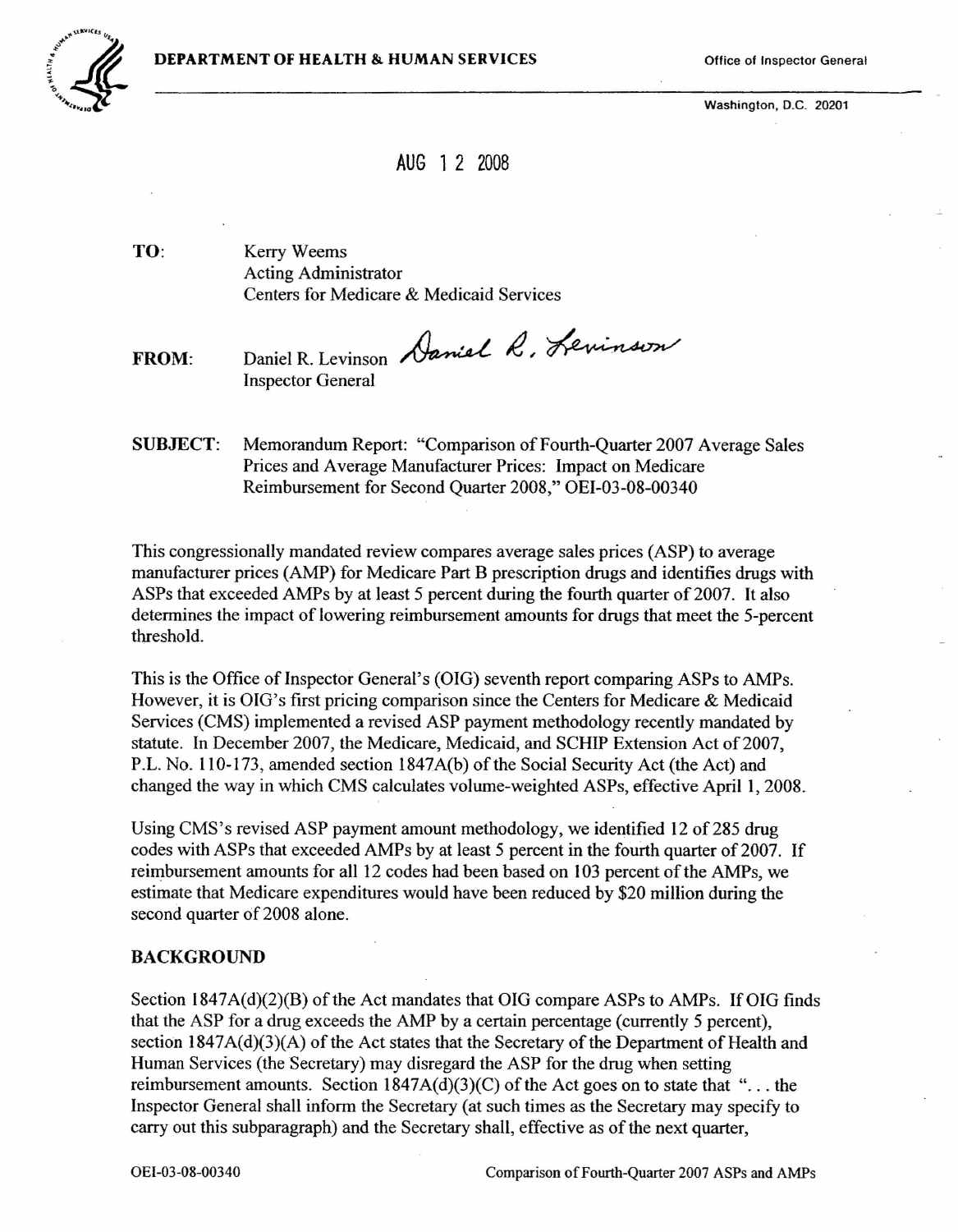**DEPARTMENT OF HEALTH & HUMAN SERVICES**

Office of Inspector General

Washington, D.C. 20201

AUG 12 2008

**TO:** Kerry Weems
Acting Administrator
Centers for Medicare & Medicaid Services

**FROM:** Daniel R. Levinson *Daniel R. Levinson*
Inspector General

**SUBJECT:** Memorandum Report: "Comparison of Fourth-Quarter 2007 Average Sales Prices and Average Manufacturer Prices: Impact on Medicare Reimbursement for Second Quarter 2008," OEI-03-08-00340

This congressionally mandated review compares average sales prices (ASP) to average manufacturer prices (AMP) for Medicare Part B prescription drugs and identifies drugs with ASPs that exceeded AMPs by at least 5 percent during the fourth quarter of 2007. It also determines the impact of lowering reimbursement amounts for drugs that meet the 5-percent threshold.

This is the Office of Inspector General's (OIG) seventh report comparing ASPs to AMPs. However, it is OIG's first pricing comparison since the Centers for Medicare & Medicaid Services (CMS) implemented a revised ASP payment methodology recently mandated by statute. In December 2007, the Medicare, Medicaid, and SCHIP Extension Act of 2007, P.L. No. 110-173, amended section 1847A(b) of the Social Security Act (the Act) and changed the way in which CMS calculates volume-weighted ASPs, effective April 1, 2008.

Using CMS's revised ASP payment amount methodology, we identified 12 of 285 drug codes with ASPs that exceeded AMPs by at least 5 percent in the fourth quarter of 2007. If reimbursement amounts for all 12 codes had been based on 103 percent of the AMPs, we estimate that Medicare expenditures would have been reduced by $20 million during the second quarter of 2008 alone.

## BACKGROUND

Section 1847A(d)(2)(B) of the Act mandates that OIG compare ASPs to AMPs. If OIG finds that the ASP for a drug exceeds the AMP by a certain percentage (currently 5 percent), section 1847A(d)(3)(A) of the Act states that the Secretary of the Department of Health and Human Services (the Secretary) may disregard the ASP for the drug when setting reimbursement amounts. Section 1847A(d)(3)(C) of the Act goes on to state that "... the Inspector General shall inform the Secretary (at such times as the Secretary may specify to carry out this subparagraph) and the Secretary shall, effective as of the next quarter,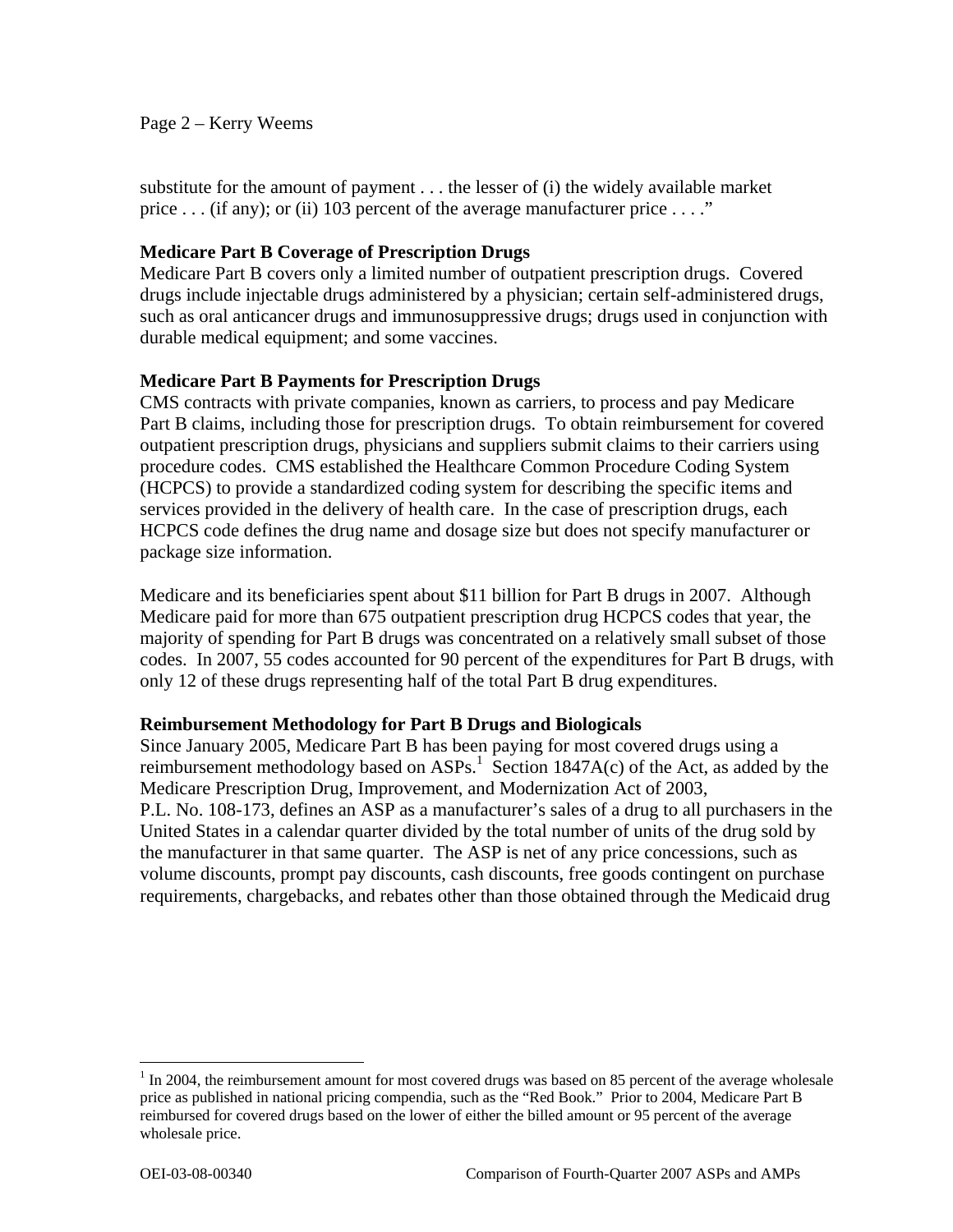substitute for the amount of payment . . . the lesser of (i) the widely available market price . . . (if any); or (ii) 103 percent of the average manufacturer price . . . ."

**Medicare Part B Coverage of Prescription Drugs**

Medicare Part B covers only a limited number of outpatient prescription drugs. Covered drugs include injectable drugs administered by a physician; certain self-administered drugs, such as oral anticancer drugs and immunosuppressive drugs; drugs used in conjunction with durable medical equipment; and some vaccines.

**Medicare Part B Payments for Prescription Drugs**

CMS contracts with private companies, known as carriers, to process and pay Medicare Part B claims, including those for prescription drugs. To obtain reimbursement for covered outpatient prescription drugs, physicians and suppliers submit claims to their carriers using procedure codes. CMS established the Healthcare Common Procedure Coding System (HCPCS) to provide a standardized coding system for describing the specific items and services provided in the delivery of health care. In the case of prescription drugs, each HCPCS code defines the drug name and dosage size but does not specify manufacturer or package size information.

Medicare and its beneficiaries spent about $11 billion for Part B drugs in 2007. Although Medicare paid for more than 675 outpatient prescription drug HCPCS codes that year, the majority of spending for Part B drugs was concentrated on a relatively small subset of those codes. In 2007, 55 codes accounted for 90 percent of the expenditures for Part B drugs, with only 12 of these drugs representing half of the total Part B drug expenditures.

**Reimbursement Methodology for Part B Drugs and Biologicals**

Since January 2005, Medicare Part B has been paying for most covered drugs using a reimbursement methodology based on ASPs.[1] Section 1847A(c) of the Act, as added by the Medicare Prescription Drug, Improvement, and Modernization Act of 2003, P.L. No. 108-173, defines an ASP as a manufacturer's sales of a drug to all purchasers in the United States in a calendar quarter divided by the total number of units of the drug sold by the manufacturer in that same quarter. The ASP is net of any price concessions, such as volume discounts, prompt pay discounts, cash discounts, free goods contingent on purchase requirements, chargebacks, and rebates other than those obtained through the Medicaid drug

[1] In 2004, the reimbursement amount for most covered drugs was based on 85 percent of the average wholesale price as published in national pricing compendia, such as the "Red Book." Prior to 2004, Medicare Part B reimbursed for covered drugs based on the lower of either the billed amount or 95 percent of the average wholesale price.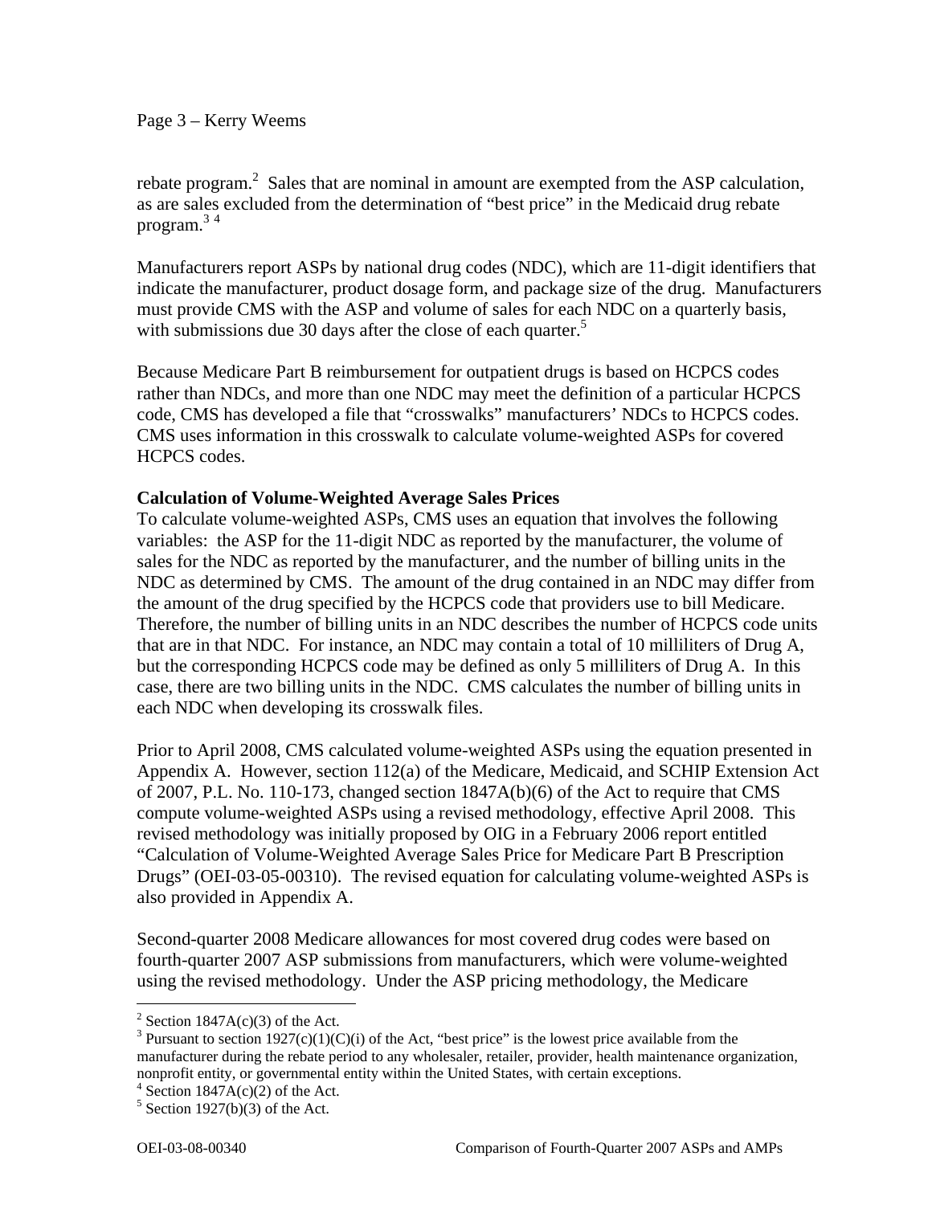rebate program.[2] Sales that are nominal in amount are exempted from the ASP calculation, as are sales excluded from the determination of "best price" in the Medicaid drug rebate program.[3] [4]

Manufacturers report ASPs by national drug codes (NDC), which are 11-digit identifiers that indicate the manufacturer, product dosage form, and package size of the drug. Manufacturers must provide CMS with the ASP and volume of sales for each NDC on a quarterly basis, with submissions due 30 days after the close of each quarter.[5]

Because Medicare Part B reimbursement for outpatient drugs is based on HCPCS codes rather than NDCs, and more than one NDC may meet the definition of a particular HCPCS code, CMS has developed a file that "crosswalks" manufacturers' NDCs to HCPCS codes. CMS uses information in this crosswalk to calculate volume-weighted ASPs for covered HCPCS codes.

**Calculation of Volume-Weighted Average Sales Prices**

To calculate volume-weighted ASPs, CMS uses an equation that involves the following variables: the ASP for the 11-digit NDC as reported by the manufacturer, the volume of sales for the NDC as reported by the manufacturer, and the number of billing units in the NDC as determined by CMS. The amount of the drug contained in an NDC may differ from the amount of the drug specified by the HCPCS code that providers use to bill Medicare. Therefore, the number of billing units in an NDC describes the number of HCPCS code units that are in that NDC. For instance, an NDC may contain a total of 10 milliliters of Drug A, but the corresponding HCPCS code may be defined as only 5 milliliters of Drug A. In this case, there are two billing units in the NDC. CMS calculates the number of billing units in each NDC when developing its crosswalk files.

Prior to April 2008, CMS calculated volume-weighted ASPs using the equation presented in Appendix A. However, section 112(a) of the Medicare, Medicaid, and SCHIP Extension Act of 2007, P.L. No. 110-173, changed section 1847A(b)(6) of the Act to require that CMS compute volume-weighted ASPs using a revised methodology, effective April 2008. This revised methodology was initially proposed by OIG in a February 2006 report entitled "Calculation of Volume-Weighted Average Sales Price for Medicare Part B Prescription Drugs" (OEI-03-05-00310). The revised equation for calculating volume-weighted ASPs is also provided in Appendix A.

Second-quarter 2008 Medicare allowances for most covered drug codes were based on fourth-quarter 2007 ASP submissions from manufacturers, which were volume-weighted using the revised methodology. Under the ASP pricing methodology, the Medicare

---

[2] Section 1847A(c)(3) of the Act.

[3] Pursuant to section 1927(c)(1)(C)(i) of the Act, "best price" is the lowest price available from the manufacturer during the rebate period to any wholesaler, retailer, provider, health maintenance organization, nonprofit entity, or governmental entity within the United States, with certain exceptions.

[4] Section 1847A(c)(2) of the Act.

[5] Section 1927(b)(3) of the Act.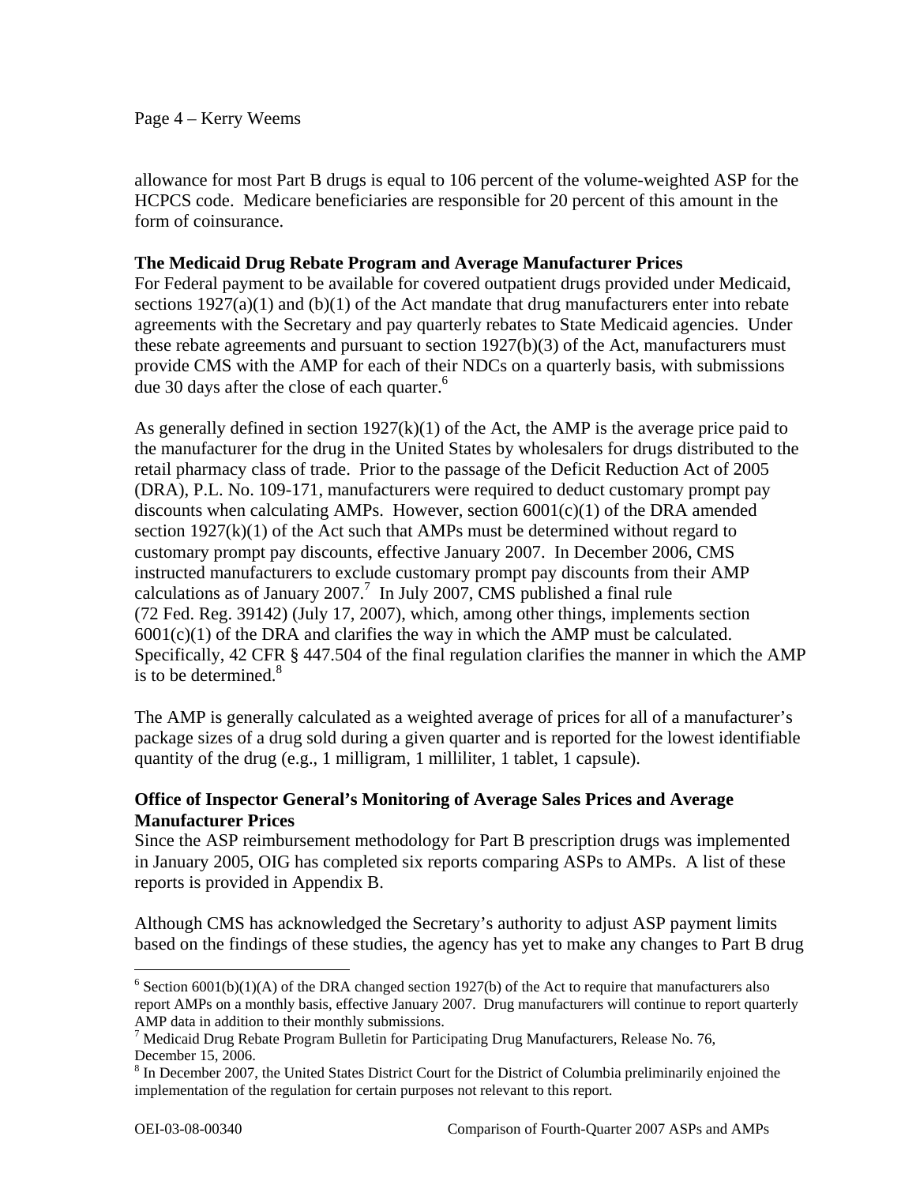allowance for most Part B drugs is equal to 106 percent of the volume-weighted ASP for the HCPCS code. Medicare beneficiaries are responsible for 20 percent of this amount in the form of coinsurance.

**The Medicaid Drug Rebate Program and Average Manufacturer Prices**

For Federal payment to be available for covered outpatient drugs provided under Medicaid, sections 1927(a)(1) and (b)(1) of the Act mandate that drug manufacturers enter into rebate agreements with the Secretary and pay quarterly rebates to State Medicaid agencies. Under these rebate agreements and pursuant to section 1927(b)(3) of the Act, manufacturers must provide CMS with the AMP for each of their NDCs on a quarterly basis, with submissions due 30 days after the close of each quarter.[6]

As generally defined in section 1927(k)(1) of the Act, the AMP is the average price paid to the manufacturer for the drug in the United States by wholesalers for drugs distributed to the retail pharmacy class of trade. Prior to the passage of the Deficit Reduction Act of 2005 (DRA), P.L. No. 109-171, manufacturers were required to deduct customary prompt pay discounts when calculating AMPs. However, section 6001(c)(1) of the DRA amended section 1927(k)(1) of the Act such that AMPs must be determined without regard to customary prompt pay discounts, effective January 2007. In December 2006, CMS instructed manufacturers to exclude customary prompt pay discounts from their AMP calculations as of January 2007.[7] In July 2007, CMS published a final rule (72 Fed. Reg. 39142) (July 17, 2007), which, among other things, implements section 6001(c)(1) of the DRA and clarifies the way in which the AMP must be calculated. Specifically, 42 CFR § 447.504 of the final regulation clarifies the manner in which the AMP is to be determined.[8]

The AMP is generally calculated as a weighted average of prices for all of a manufacturer's package sizes of a drug sold during a given quarter and is reported for the lowest identifiable quantity of the drug (e.g., 1 milligram, 1 milliliter, 1 tablet, 1 capsule).

**Office of Inspector General's Monitoring of Average Sales Prices and Average Manufacturer Prices**

Since the ASP reimbursement methodology for Part B prescription drugs was implemented in January 2005, OIG has completed six reports comparing ASPs to AMPs. A list of these reports is provided in Appendix B.

Although CMS has acknowledged the Secretary's authority to adjust ASP payment limits based on the findings of these studies, the agency has yet to make any changes to Part B drug

---

[6] Section 6001(b)(1)(A) of the DRA changed section 1927(b) of the Act to require that manufacturers also report AMPs on a monthly basis, effective January 2007. Drug manufacturers will continue to report quarterly AMP data in addition to their monthly submissions.

[7] Medicaid Drug Rebate Program Bulletin for Participating Drug Manufacturers, Release No. 76, December 15, 2006.

[8] In December 2007, the United States District Court for the District of Columbia preliminarily enjoined the implementation of the regulation for certain purposes not relevant to this report.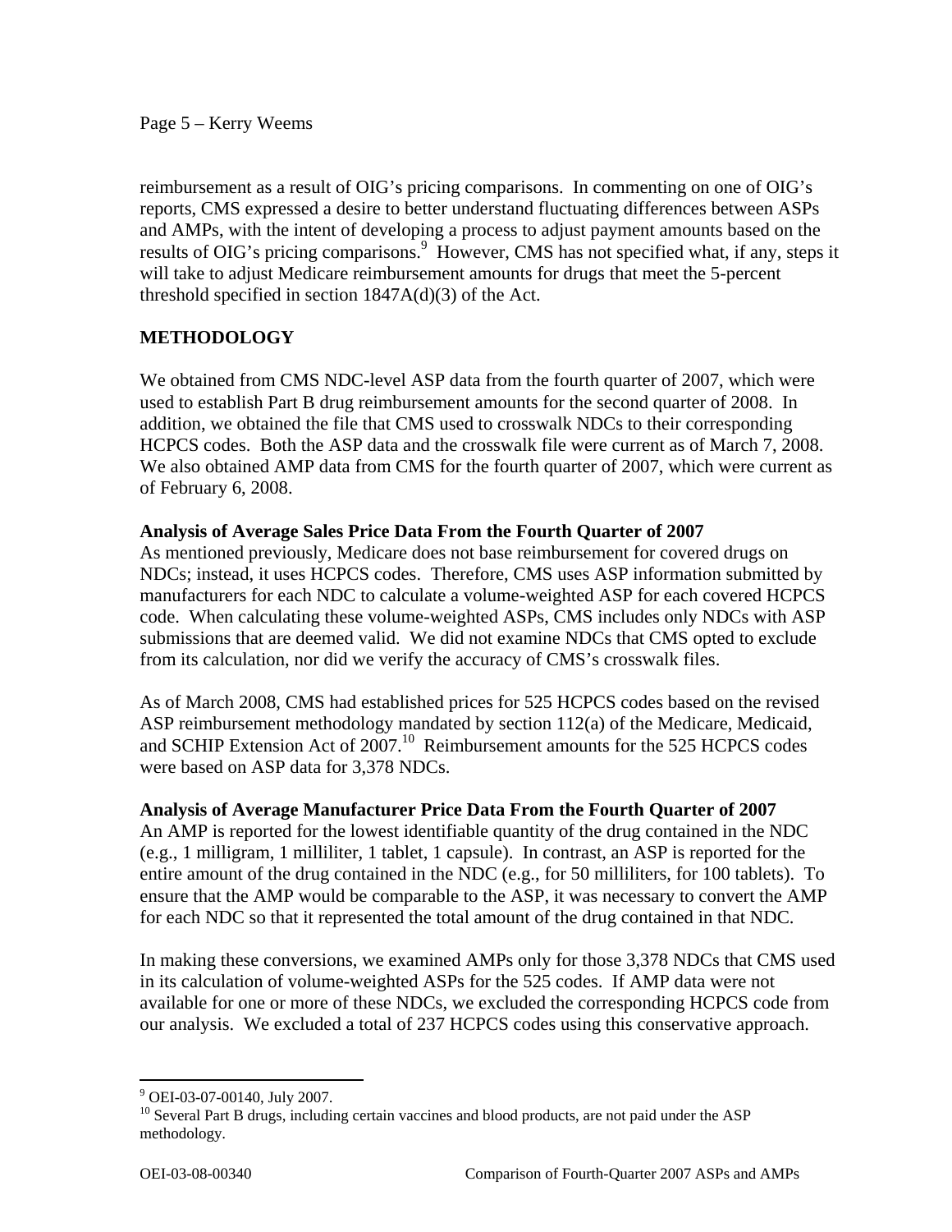reimbursement as a result of OIG's pricing comparisons. In commenting on one of OIG's reports, CMS expressed a desire to better understand fluctuating differences between ASPs and AMPs, with the intent of developing a process to adjust payment amounts based on the results of OIG's pricing comparisons.[9] However, CMS has not specified what, if any, steps it will take to adjust Medicare reimbursement amounts for drugs that meet the 5-percent threshold specified in section 1847A(d)(3) of the Act.

## METHODOLOGY

We obtained from CMS NDC-level ASP data from the fourth quarter of 2007, which were used to establish Part B drug reimbursement amounts for the second quarter of 2008. In addition, we obtained the file that CMS used to crosswalk NDCs to their corresponding HCPCS codes. Both the ASP data and the crosswalk file were current as of March 7, 2008. We also obtained AMP data from CMS for the fourth quarter of 2007, which were current as of February 6, 2008.

### Analysis of Average Sales Price Data From the Fourth Quarter of 2007

As mentioned previously, Medicare does not base reimbursement for covered drugs on NDCs; instead, it uses HCPCS codes. Therefore, CMS uses ASP information submitted by manufacturers for each NDC to calculate a volume-weighted ASP for each covered HCPCS code. When calculating these volume-weighted ASPs, CMS includes only NDCs with ASP submissions that are deemed valid. We did not examine NDCs that CMS opted to exclude from its calculation, nor did we verify the accuracy of CMS's crosswalk files.

As of March 2008, CMS had established prices for 525 HCPCS codes based on the revised ASP reimbursement methodology mandated by section 112(a) of the Medicare, Medicaid, and SCHIP Extension Act of 2007.[10] Reimbursement amounts for the 525 HCPCS codes were based on ASP data for 3,378 NDCs.

### Analysis of Average Manufacturer Price Data From the Fourth Quarter of 2007

An AMP is reported for the lowest identifiable quantity of the drug contained in the NDC (e.g., 1 milligram, 1 milliliter, 1 tablet, 1 capsule). In contrast, an ASP is reported for the entire amount of the drug contained in the NDC (e.g., for 50 milliliters, for 100 tablets). To ensure that the AMP would be comparable to the ASP, it was necessary to convert the AMP for each NDC so that it represented the total amount of the drug contained in that NDC.

In making these conversions, we examined AMPs only for those 3,378 NDCs that CMS used in its calculation of volume-weighted ASPs for the 525 codes. If AMP data were not available for one or more of these NDCs, we excluded the corresponding HCPCS code from our analysis. We excluded a total of 237 HCPCS codes using this conservative approach.

---

[9] OEI-03-07-00140, July 2007.

[10] Several Part B drugs, including certain vaccines and blood products, are not paid under the ASP methodology.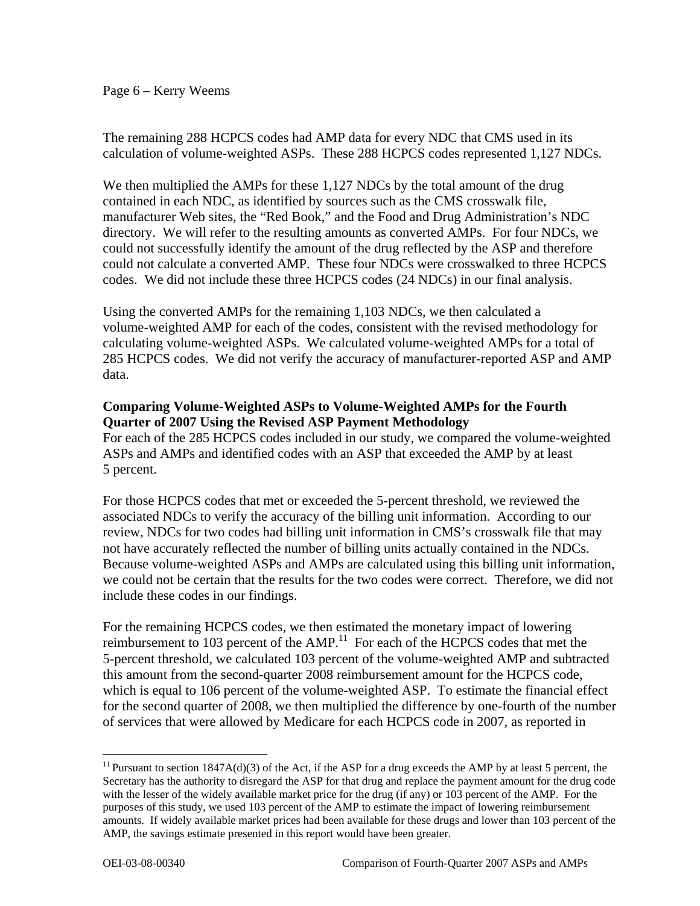The remaining 288 HCPCS codes had AMP data for every NDC that CMS used in its calculation of volume-weighted ASPs. These 288 HCPCS codes represented 1,127 NDCs.

We then multiplied the AMPs for these 1,127 NDCs by the total amount of the drug contained in each NDC, as identified by sources such as the CMS crosswalk file, manufacturer Web sites, the "Red Book," and the Food and Drug Administration's NDC directory. We will refer to the resulting amounts as converted AMPs. For four NDCs, we could not successfully identify the amount of the drug reflected by the ASP and therefore could not calculate a converted AMP. These four NDCs were crosswalked to three HCPCS codes. We did not include these three HCPCS codes (24 NDCs) in our final analysis.

Using the converted AMPs for the remaining 1,103 NDCs, we then calculated a volume-weighted AMP for each of the codes, consistent with the revised methodology for calculating volume-weighted ASPs. We calculated volume-weighted AMPs for a total of 285 HCPCS codes. We did not verify the accuracy of manufacturer-reported ASP and AMP data.

**Comparing Volume-Weighted ASPs to Volume-Weighted AMPs for the Fourth Quarter of 2007 Using the Revised ASP Payment Methodology**

For each of the 285 HCPCS codes included in our study, we compared the volume-weighted ASPs and AMPs and identified codes with an ASP that exceeded the AMP by at least 5 percent.

For those HCPCS codes that met or exceeded the 5-percent threshold, we reviewed the associated NDCs to verify the accuracy of the billing unit information. According to our review, NDCs for two codes had billing unit information in CMS's crosswalk file that may not have accurately reflected the number of billing units actually contained in the NDCs. Because volume-weighted ASPs and AMPs are calculated using this billing unit information, we could not be certain that the results for the two codes were correct. Therefore, we did not include these codes in our findings.

For the remaining HCPCS codes, we then estimated the monetary impact of lowering reimbursement to 103 percent of the AMP.[11] For each of the HCPCS codes that met the 5-percent threshold, we calculated 103 percent of the volume-weighted AMP and subtracted this amount from the second-quarter 2008 reimbursement amount for the HCPCS code, which is equal to 106 percent of the volume-weighted ASP. To estimate the financial effect for the second quarter of 2008, we then multiplied the difference by one-fourth of the number of services that were allowed by Medicare for each HCPCS code in 2007, as reported in

[11] Pursuant to section 1847A(d)(3) of the Act, if the ASP for a drug exceeds the AMP by at least 5 percent, the Secretary has the authority to disregard the ASP for that drug and replace the payment amount for the drug code with the lesser of the widely available market price for the drug (if any) or 103 percent of the AMP. For the purposes of this study, we used 103 percent of the AMP to estimate the impact of lowering reimbursement amounts. If widely available market prices had been available for these drugs and lower than 103 percent of the AMP, the savings estimate presented in this report would have been greater.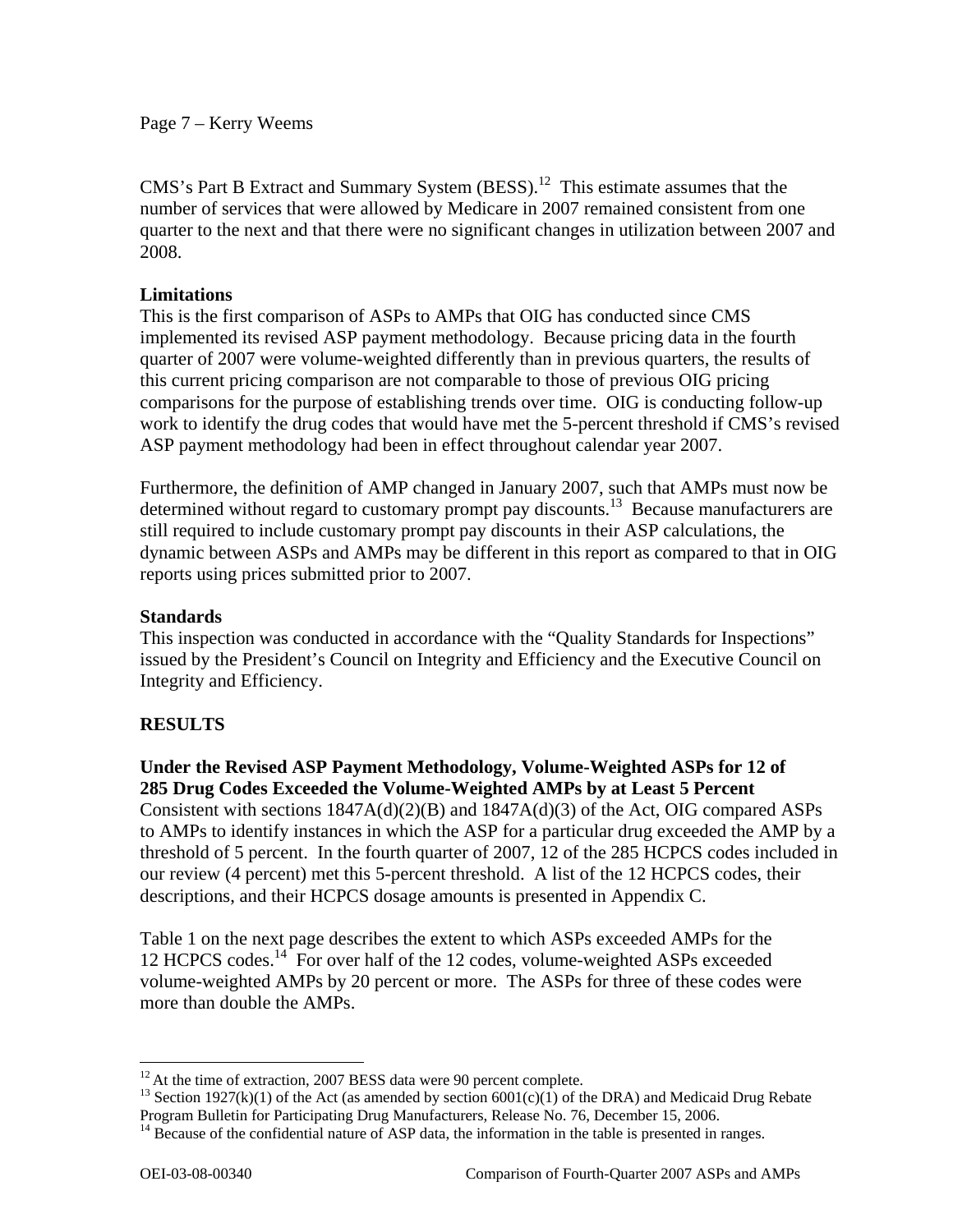CMS's Part B Extract and Summary System (BESS).[12] This estimate assumes that the number of services that were allowed by Medicare in 2007 remained consistent from one quarter to the next and that there were no significant changes in utilization between 2007 and 2008.

**Limitations**

This is the first comparison of ASPs to AMPs that OIG has conducted since CMS implemented its revised ASP payment methodology. Because pricing data in the fourth quarter of 2007 were volume-weighted differently than in previous quarters, the results of this current pricing comparison are not comparable to those of previous OIG pricing comparisons for the purpose of establishing trends over time. OIG is conducting follow-up work to identify the drug codes that would have met the 5-percent threshold if CMS's revised ASP payment methodology had been in effect throughout calendar year 2007.

Furthermore, the definition of AMP changed in January 2007, such that AMPs must now be determined without regard to customary prompt pay discounts.[13] Because manufacturers are still required to include customary prompt pay discounts in their ASP calculations, the dynamic between ASPs and AMPs may be different in this report as compared to that in OIG reports using prices submitted prior to 2007.

**Standards**

This inspection was conducted in accordance with the "Quality Standards for Inspections" issued by the President's Council on Integrity and Efficiency and the Executive Council on Integrity and Efficiency.

## RESULTS

**Under the Revised ASP Payment Methodology, Volume-Weighted ASPs for 12 of 285 Drug Codes Exceeded the Volume-Weighted AMPs by at Least 5 Percent**

Consistent with sections 1847A(d)(2)(B) and 1847A(d)(3) of the Act, OIG compared ASPs to AMPs to identify instances in which the ASP for a particular drug exceeded the AMP by a threshold of 5 percent. In the fourth quarter of 2007, 12 of the 285 HCPCS codes included in our review (4 percent) met this 5-percent threshold. A list of the 12 HCPCS codes, their descriptions, and their HCPCS dosage amounts is presented in Appendix C.

Table 1 on the next page describes the extent to which ASPs exceeded AMPs for the 12 HCPCS codes.[14] For over half of the 12 codes, volume-weighted ASPs exceeded volume-weighted AMPs by 20 percent or more. The ASPs for three of these codes were more than double the AMPs.

---

[12] At the time of extraction, 2007 BESS data were 90 percent complete.

[13] Section 1927(k)(1) of the Act (as amended by section 6001(c)(1) of the DRA) and Medicaid Drug Rebate Program Bulletin for Participating Drug Manufacturers, Release No. 76, December 15, 2006.

[14] Because of the confidential nature of ASP data, the information in the table is presented in ranges.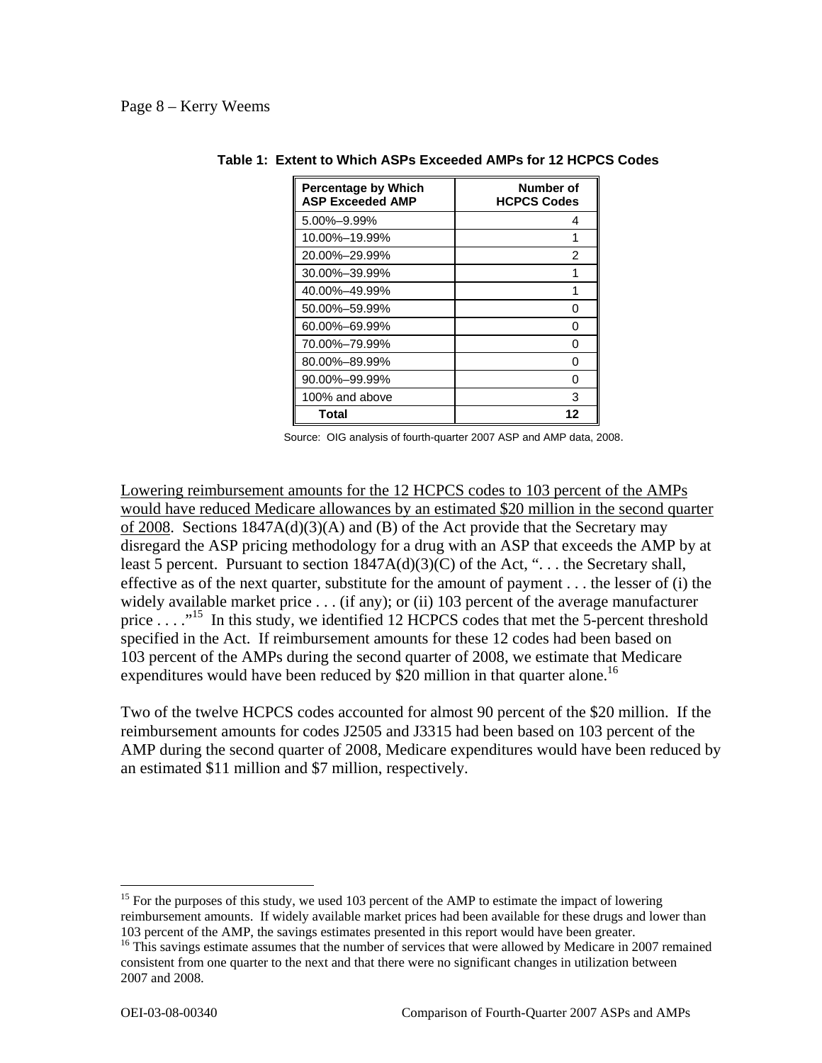**Table 1: Extent to Which ASPs Exceeded AMPs for 12 HCPCS Codes**

| Percentage by Which ASP Exceeded AMP | Number of HCPCS Codes |
|---|---|
| 5.00%–9.99% | 4 |
| 10.00%–19.99% | 1 |
| 20.00%–29.99% | 2 |
| 30.00%–39.99% | 1 |
| 40.00%–49.99% | 1 |
| 50.00%–59.99% | 0 |
| 60.00%–69.99% | 0 |
| 70.00%–79.99% | 0 |
| 80.00%–89.99% | 0 |
| 90.00%–99.99% | 0 |
| 100% and above | 3 |
| **Total** | **12** |

Source: OIG analysis of fourth-quarter 2007 ASP and AMP data, 2008.

Lowering reimbursement amounts for the 12 HCPCS codes to 103 percent of the AMPs would have reduced Medicare allowances by an estimated $20 million in the second quarter of 2008. Sections 1847A(d)(3)(A) and (B) of the Act provide that the Secretary may disregard the ASP pricing methodology for a drug with an ASP that exceeds the AMP by at least 5 percent. Pursuant to section 1847A(d)(3)(C) of the Act, ". . . the Secretary shall, effective as of the next quarter, substitute for the amount of payment . . . the lesser of (i) the widely available market price . . . (if any); or (ii) 103 percent of the average manufacturer price . . . ."[15] In this study, we identified 12 HCPCS codes that met the 5-percent threshold specified in the Act. If reimbursement amounts for these 12 codes had been based on 103 percent of the AMPs during the second quarter of 2008, we estimate that Medicare expenditures would have been reduced by $20 million in that quarter alone.[16]

Two of the twelve HCPCS codes accounted for almost 90 percent of the $20 million. If the reimbursement amounts for codes J2505 and J3315 had been based on 103 percent of the AMP during the second quarter of 2008, Medicare expenditures would have been reduced by an estimated $11 million and $7 million, respectively.

[15] For the purposes of this study, we used 103 percent of the AMP to estimate the impact of lowering reimbursement amounts. If widely available market prices had been available for these drugs and lower than 103 percent of the AMP, the savings estimates presented in this report would have been greater.

[16] This savings estimate assumes that the number of services that were allowed by Medicare in 2007 remained consistent from one quarter to the next and that there were no significant changes in utilization between 2007 and 2008.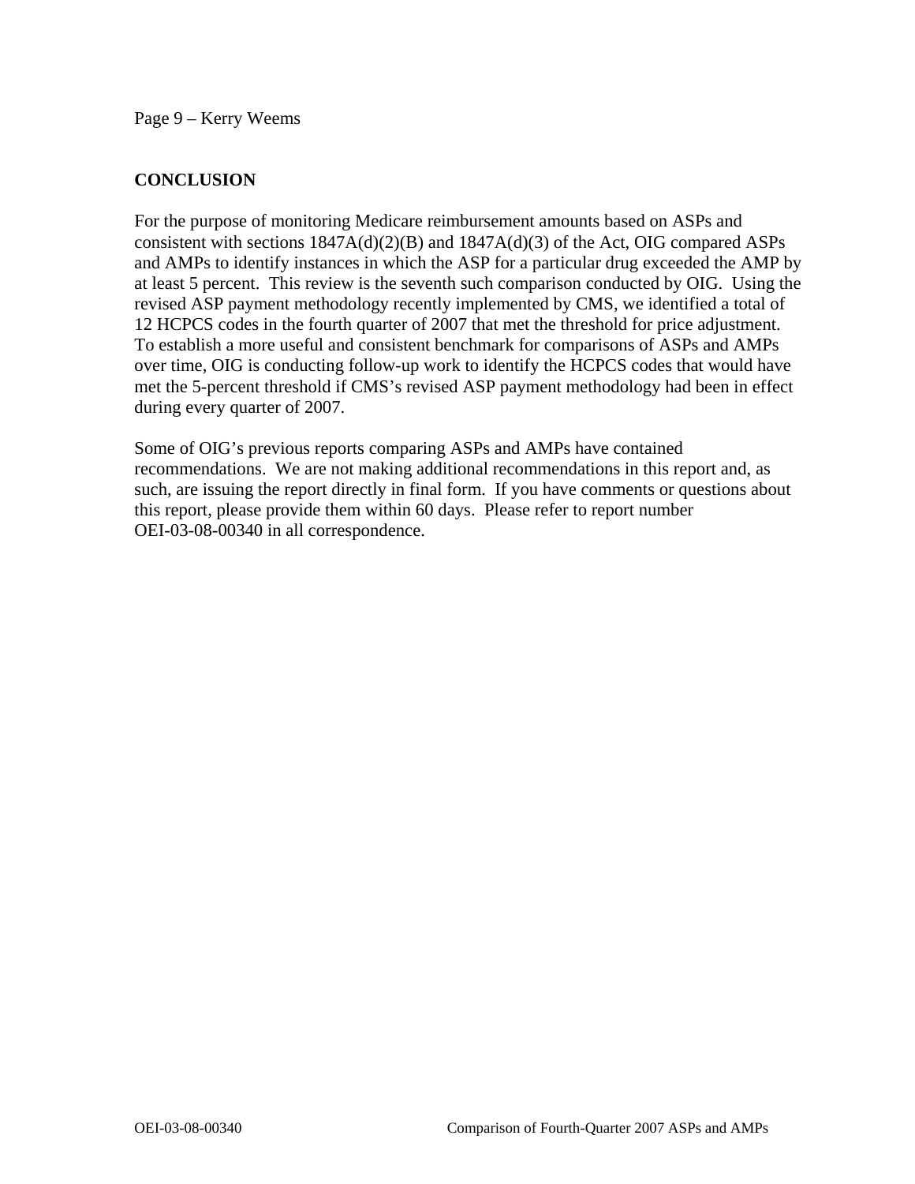**CONCLUSION**

For the purpose of monitoring Medicare reimbursement amounts based on ASPs and consistent with sections 1847A(d)(2)(B) and 1847A(d)(3) of the Act, OIG compared ASPs and AMPs to identify instances in which the ASP for a particular drug exceeded the AMP by at least 5 percent. This review is the seventh such comparison conducted by OIG. Using the revised ASP payment methodology recently implemented by CMS, we identified a total of 12 HCPCS codes in the fourth quarter of 2007 that met the threshold for price adjustment. To establish a more useful and consistent benchmark for comparisons of ASPs and AMPs over time, OIG is conducting follow-up work to identify the HCPCS codes that would have met the 5-percent threshold if CMS's revised ASP payment methodology had been in effect during every quarter of 2007.

Some of OIG's previous reports comparing ASPs and AMPs have contained recommendations. We are not making additional recommendations in this report and, as such, are issuing the report directly in final form. If you have comments or questions about this report, please provide them within 60 days. Please refer to report number OEI-03-08-00340 in all correspondence.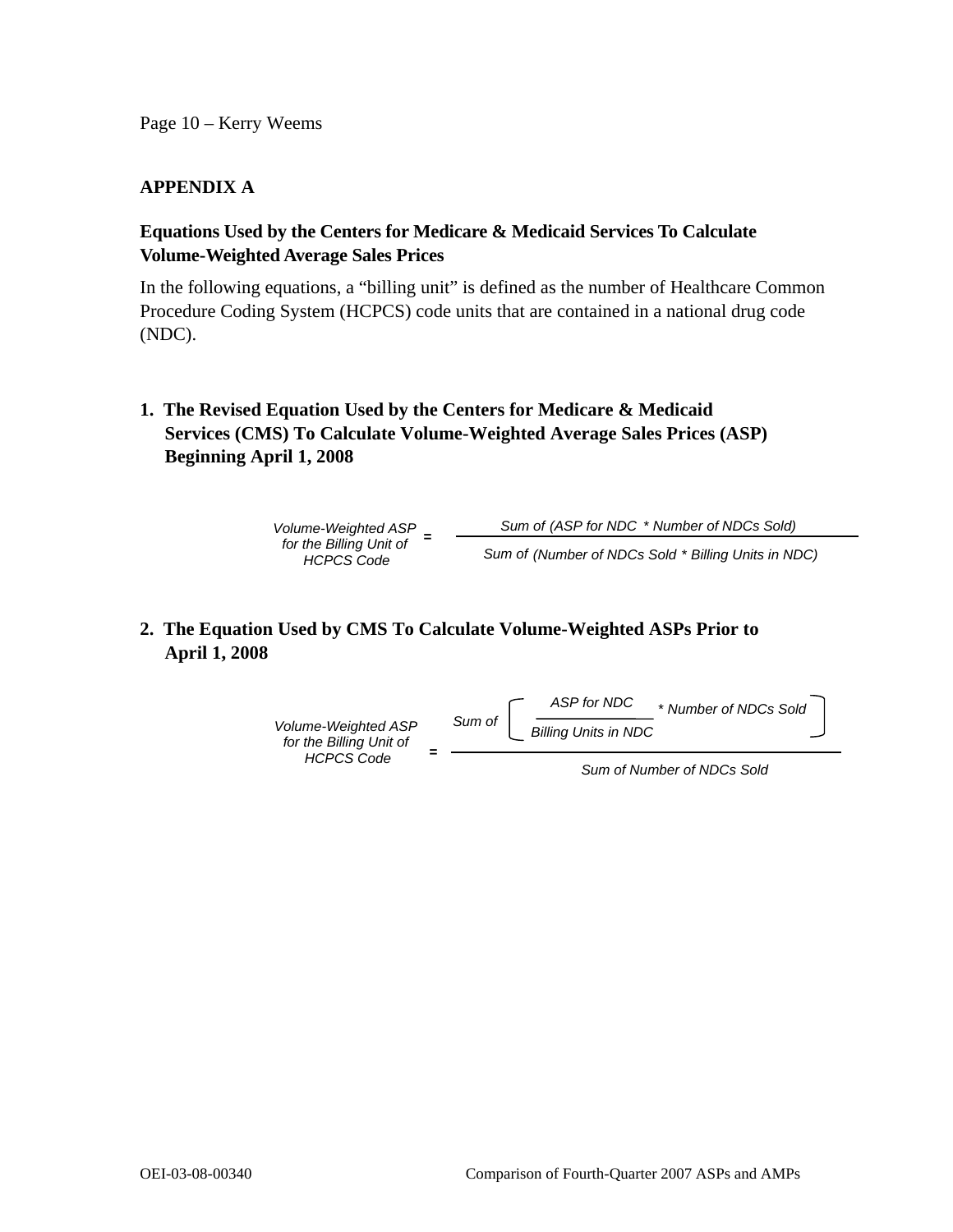## APPENDIX A

### Equations Used by the Centers for Medicare & Medicaid Services To Calculate Volume-Weighted Average Sales Prices

In the following equations, a "billing unit" is defined as the number of Healthcare Common Procedure Coding System (HCPCS) code units that are contained in a national drug code (NDC).

### 1. The Revised Equation Used by the Centers for Medicare & Medicaid Services (CMS) To Calculate Volume-Weighted Average Sales Prices (ASP) Beginning April 1, 2008

$$\text{Volume-Weighted ASP for the Billing Unit of HCPCS Code} = \frac{\text{Sum of (ASP for NDC} * \text{Number of NDCs Sold)}}{\text{Sum of (Number of NDCs Sold} * \text{Billing Units in NDC)}}$$

### 2. The Equation Used by CMS To Calculate Volume-Weighted ASPs Prior to April 1, 2008

$$\text{Volume-Weighted ASP for the Billing Unit of HCPCS Code} = \frac{\text{Sum of} \left[ \dfrac{\text{ASP for NDC}}{\text{Billing Units in NDC}} * \text{Number of NDCs Sold} \right]}{\text{Sum of Number of NDCs Sold}}$$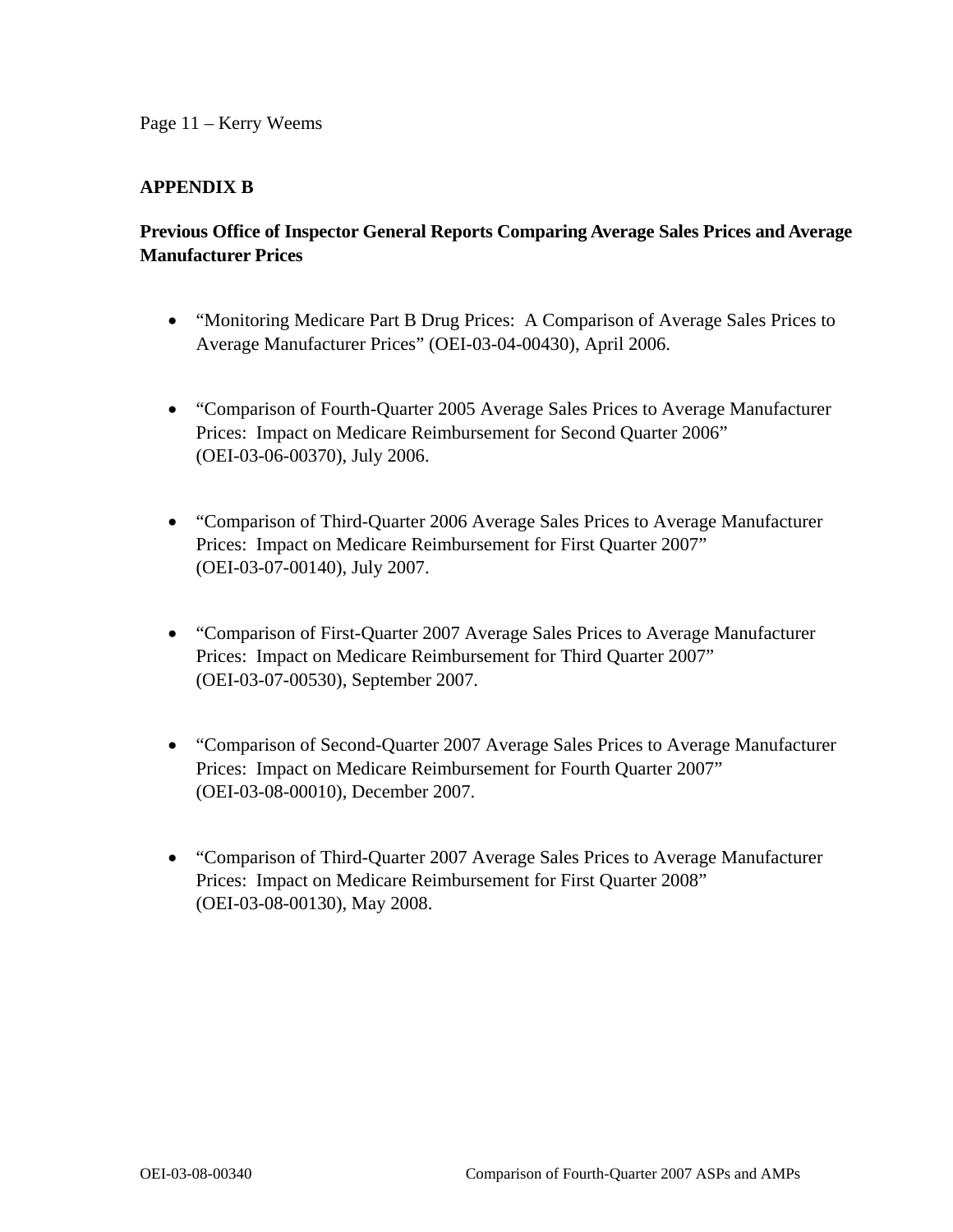## APPENDIX B

### Previous Office of Inspector General Reports Comparing Average Sales Prices and Average Manufacturer Prices

- "Monitoring Medicare Part B Drug Prices: A Comparison of Average Sales Prices to Average Manufacturer Prices" (OEI-03-04-00430), April 2006.

- "Comparison of Fourth-Quarter 2005 Average Sales Prices to Average Manufacturer Prices: Impact on Medicare Reimbursement for Second Quarter 2006" (OEI-03-06-00370), July 2006.

- "Comparison of Third-Quarter 2006 Average Sales Prices to Average Manufacturer Prices: Impact on Medicare Reimbursement for First Quarter 2007" (OEI-03-07-00140), July 2007.

- "Comparison of First-Quarter 2007 Average Sales Prices to Average Manufacturer Prices: Impact on Medicare Reimbursement for Third Quarter 2007" (OEI-03-07-00530), September 2007.

- "Comparison of Second-Quarter 2007 Average Sales Prices to Average Manufacturer Prices: Impact on Medicare Reimbursement for Fourth Quarter 2007" (OEI-03-08-00010), December 2007.

- "Comparison of Third-Quarter 2007 Average Sales Prices to Average Manufacturer Prices: Impact on Medicare Reimbursement for First Quarter 2008" (OEI-03-08-00130), May 2008.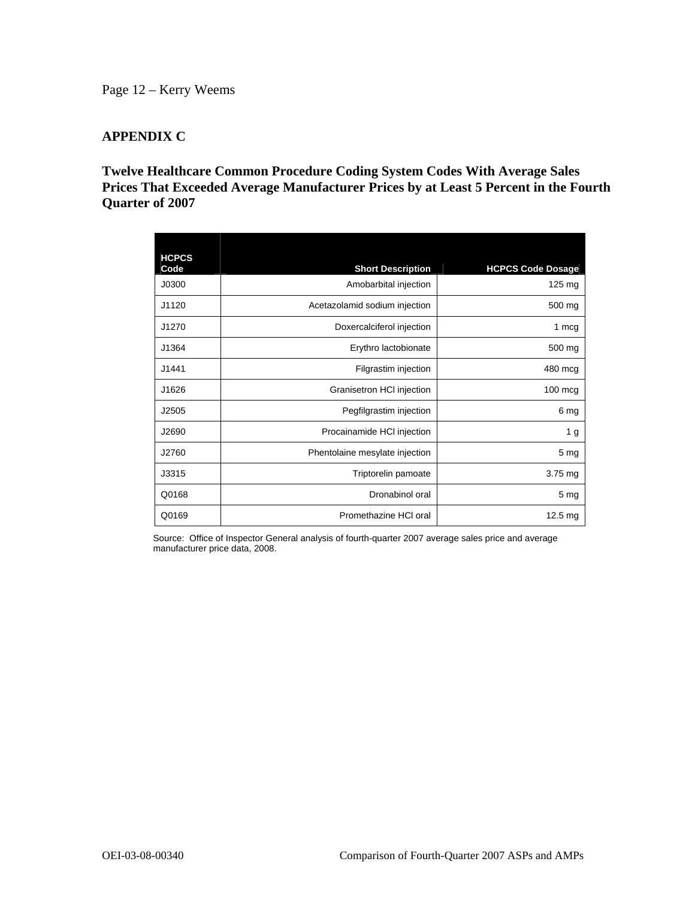## APPENDIX C

### Twelve Healthcare Common Procedure Coding System Codes With Average Sales Prices That Exceeded Average Manufacturer Prices by at Least 5 Percent in the Fourth Quarter of 2007

| HCPCS Code | Short Description | HCPCS Code Dosage |
|---|---:|---:|
| J0300 | Amobarbital injection | 125 mg |
| J1120 | Acetazolamid sodium injection | 500 mg |
| J1270 | Doxercalciferol injection | 1 mcg |
| J1364 | Erythro lactobionate | 500 mg |
| J1441 | Filgrastim injection | 480 mcg |
| J1626 | Granisetron HCl injection | 100 mcg |
| J2505 | Pegfilgrastim injection | 6 mg |
| J2690 | Procainamide HCl injection | 1 g |
| J2760 | Phentolaine mesylate injection | 5 mg |
| J3315 | Triptorelin pamoate | 3.75 mg |
| Q0168 | Dronabinol oral | 5 mg |
| Q0169 | Promethazine HCl oral | 12.5 mg |

Source: Office of Inspector General analysis of fourth-quarter 2007 average sales price and average manufacturer price data, 2008.